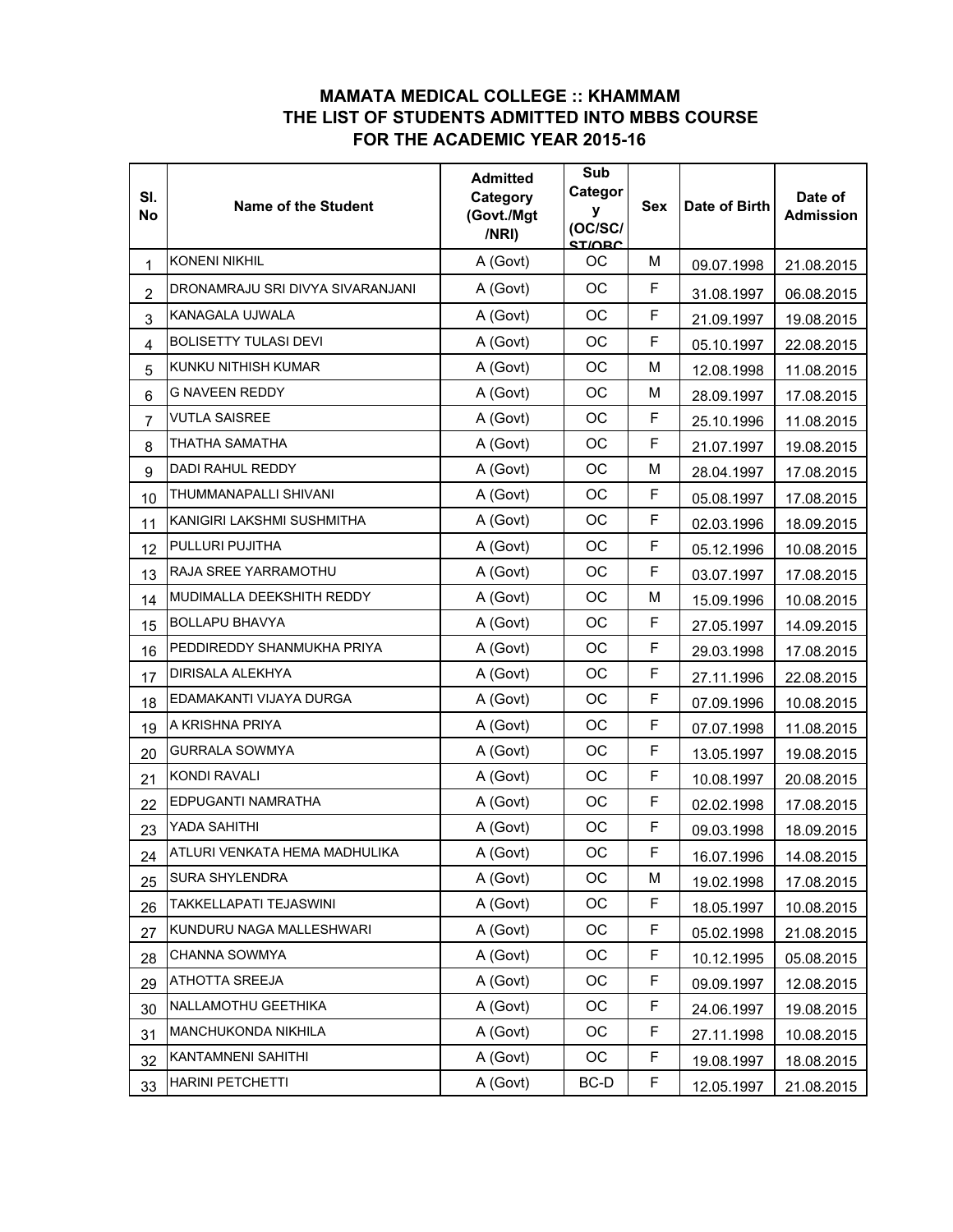## MAMATA MEDICAL COLLEGE :: KHAMMAM
## THE LIST OF STUDENTS ADMITTED INTO MBBS COURSE
## FOR THE ACADEMIC YEAR 2015-16

| Sl. No | Name of the Student | Admitted Category (Govt./Mgt /NRI) | Sub Category (OC/SC/ ST/OBC | Sex | Date of Birth | Date of Admission |
|---|---|---|---|---|---|---|
| 1 | KONENI NIKHIL | A (Govt) | OC | M | 09.07.1998 | 21.08.2015 |
| 2 | DRONAMRAJU SRI DIVYA SIVARANJANI | A (Govt) | OC | F | 31.08.1997 | 06.08.2015 |
| 3 | KANAGALA UJWALA | A (Govt) | OC | F | 21.09.1997 | 19.08.2015 |
| 4 | BOLISETTY TULASI DEVI | A (Govt) | OC | F | 05.10.1997 | 22.08.2015 |
| 5 | KUNKU NITHISH KUMAR | A (Govt) | OC | M | 12.08.1998 | 11.08.2015 |
| 6 | G NAVEEN REDDY | A (Govt) | OC | M | 28.09.1997 | 17.08.2015 |
| 7 | VUTLA SAISREE | A (Govt) | OC | F | 25.10.1996 | 11.08.2015 |
| 8 | THATHA SAMATHA | A (Govt) | OC | F | 21.07.1997 | 19.08.2015 |
| 9 | DADI RAHUL REDDY | A (Govt) | OC | M | 28.04.1997 | 17.08.2015 |
| 10 | THUMMANAPALLI SHIVANI | A (Govt) | OC | F | 05.08.1997 | 17.08.2015 |
| 11 | KANIGIRI LAKSHMI SUSHMITHA | A (Govt) | OC | F | 02.03.1996 | 18.09.2015 |
| 12 | PULLURI PUJITHA | A (Govt) | OC | F | 05.12.1996 | 10.08.2015 |
| 13 | RAJA SREE YARRAMOTHU | A (Govt) | OC | F | 03.07.1997 | 17.08.2015 |
| 14 | MUDIMALLA DEEKSHITH REDDY | A (Govt) | OC | M | 15.09.1996 | 10.08.2015 |
| 15 | BOLLAPU BHAVYA | A (Govt) | OC | F | 27.05.1997 | 14.09.2015 |
| 16 | PEDDIREDDY SHANMUKHA PRIYA | A (Govt) | OC | F | 29.03.1998 | 17.08.2015 |
| 17 | DIRISALA ALEKHYA | A (Govt) | OC | F | 27.11.1996 | 22.08.2015 |
| 18 | EDAMAKANTI VIJAYA DURGA | A (Govt) | OC | F | 07.09.1996 | 10.08.2015 |
| 19 | A KRISHNA PRIYA | A (Govt) | OC | F | 07.07.1998 | 11.08.2015 |
| 20 | GURRALA SOWMYA | A (Govt) | OC | F | 13.05.1997 | 19.08.2015 |
| 21 | KONDI RAVALI | A (Govt) | OC | F | 10.08.1997 | 20.08.2015 |
| 22 | EDPUGANTI NAMRATHA | A (Govt) | OC | F | 02.02.1998 | 17.08.2015 |
| 23 | YADA SAHITHI | A (Govt) | OC | F | 09.03.1998 | 18.09.2015 |
| 24 | ATLURI VENKATA HEMA MADHULIKA | A (Govt) | OC | F | 16.07.1996 | 14.08.2015 |
| 25 | SURA SHYLENDRA | A (Govt) | OC | M | 19.02.1998 | 17.08.2015 |
| 26 | TAKKELLAPATI TEJASWINI | A (Govt) | OC | F | 18.05.1997 | 10.08.2015 |
| 27 | KUNDURU NAGA MALLESHWARI | A (Govt) | OC | F | 05.02.1998 | 21.08.2015 |
| 28 | CHANNA SOWMYA | A (Govt) | OC | F | 10.12.1995 | 05.08.2015 |
| 29 | ATHOTTA SREEJA | A (Govt) | OC | F | 09.09.1997 | 12.08.2015 |
| 30 | NALLAMOTHU GEETHIKA | A (Govt) | OC | F | 24.06.1997 | 19.08.2015 |
| 31 | MANCHUKONDA NIKHILA | A (Govt) | OC | F | 27.11.1998 | 10.08.2015 |
| 32 | KANTAMNENI SAHITHI | A (Govt) | OC | F | 19.08.1997 | 18.08.2015 |
| 33 | HARINI PETCHETTI | A (Govt) | BC-D | F | 12.05.1997 | 21.08.2015 |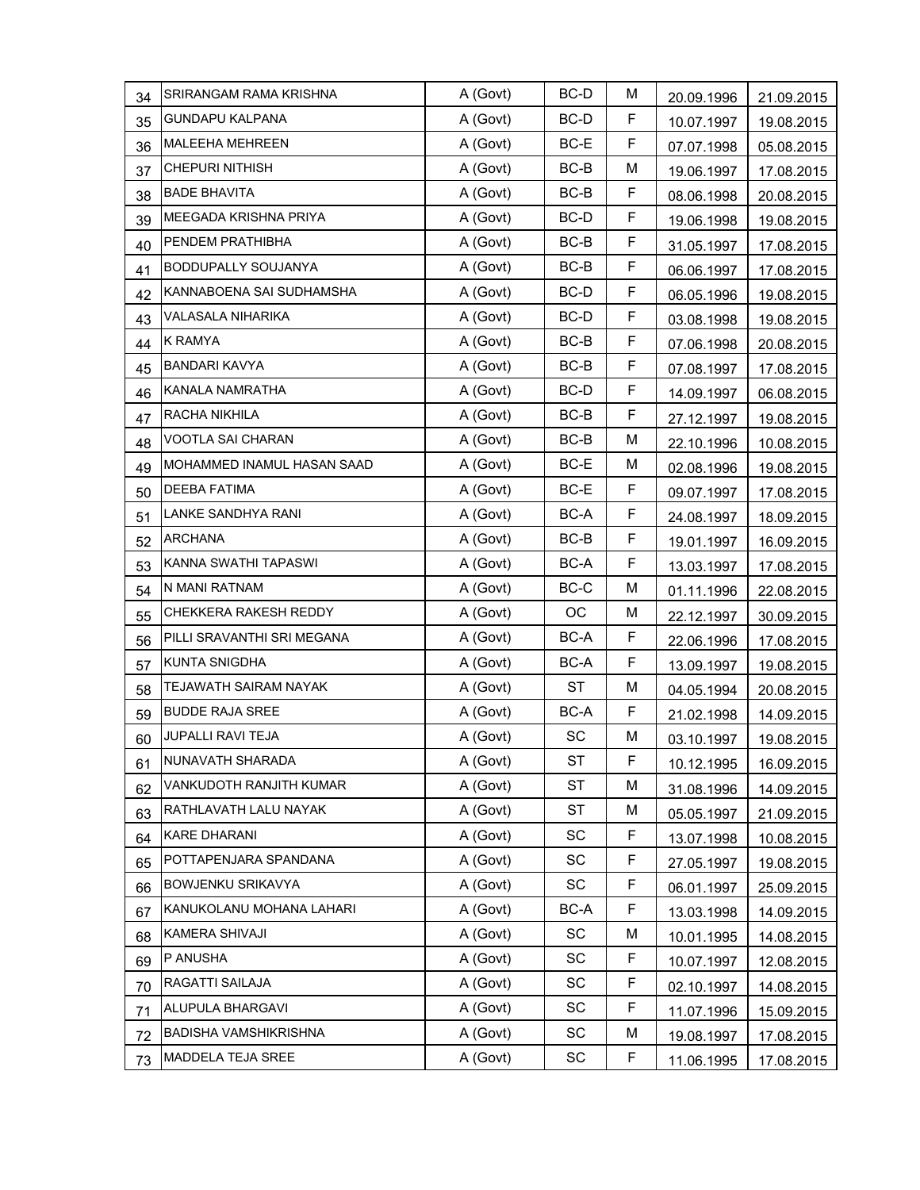| | | | | | | |
|---|---|---|---|---|---|---|
| 34 | SRIRANGAM RAMA KRISHNA | A (Govt) | BC-D | M | 20.09.1996 | 21.09.2015 |
| 35 | GUNDAPU KALPANA | A (Govt) | BC-D | F | 10.07.1997 | 19.08.2015 |
| 36 | MALEEHA MEHREEN | A (Govt) | BC-E | F | 07.07.1998 | 05.08.2015 |
| 37 | CHEPURI NITHISH | A (Govt) | BC-B | M | 19.06.1997 | 17.08.2015 |
| 38 | BADE BHAVITA | A (Govt) | BC-B | F | 08.06.1998 | 20.08.2015 |
| 39 | MEEGADA KRISHNA PRIYA | A (Govt) | BC-D | F | 19.06.1998 | 19.08.2015 |
| 40 | PENDEM PRATHIBHA | A (Govt) | BC-B | F | 31.05.1997 | 17.08.2015 |
| 41 | BODDUPALLY SOUJANYA | A (Govt) | BC-B | F | 06.06.1997 | 17.08.2015 |
| 42 | KANNABOENA SAI SUDHAMSHA | A (Govt) | BC-D | F | 06.05.1996 | 19.08.2015 |
| 43 | VALASALA NIHARIKA | A (Govt) | BC-D | F | 03.08.1998 | 19.08.2015 |
| 44 | K RAMYA | A (Govt) | BC-B | F | 07.06.1998 | 20.08.2015 |
| 45 | BANDARI KAVYA | A (Govt) | BC-B | F | 07.08.1997 | 17.08.2015 |
| 46 | KANALA NAMRATHA | A (Govt) | BC-D | F | 14.09.1997 | 06.08.2015 |
| 47 | RACHA NIKHILA | A (Govt) | BC-B | F | 27.12.1997 | 19.08.2015 |
| 48 | VOOTLA SAI CHARAN | A (Govt) | BC-B | M | 22.10.1996 | 10.08.2015 |
| 49 | MOHAMMED INAMUL HASAN SAAD | A (Govt) | BC-E | M | 02.08.1996 | 19.08.2015 |
| 50 | DEEBA FATIMA | A (Govt) | BC-E | F | 09.07.1997 | 17.08.2015 |
| 51 | LANKE SANDHYA RANI | A (Govt) | BC-A | F | 24.08.1997 | 18.09.2015 |
| 52 | ARCHANA | A (Govt) | BC-B | F | 19.01.1997 | 16.09.2015 |
| 53 | KANNA SWATHI TAPASWI | A (Govt) | BC-A | F | 13.03.1997 | 17.08.2015 |
| 54 | N MANI RATNAM | A (Govt) | BC-C | M | 01.11.1996 | 22.08.2015 |
| 55 | CHEKKERA RAKESH REDDY | A (Govt) | OC | M | 22.12.1997 | 30.09.2015 |
| 56 | PILLI SRAVANTHI SRI MEGANA | A (Govt) | BC-A | F | 22.06.1996 | 17.08.2015 |
| 57 | KUNTA SNIGDHA | A (Govt) | BC-A | F | 13.09.1997 | 19.08.2015 |
| 58 | TEJAWATH SAIRAM NAYAK | A (Govt) | ST | M | 04.05.1994 | 20.08.2015 |
| 59 | BUDDE RAJA SREE | A (Govt) | BC-A | F | 21.02.1998 | 14.09.2015 |
| 60 | JUPALLI RAVI TEJA | A (Govt) | SC | M | 03.10.1997 | 19.08.2015 |
| 61 | NUNAVATH SHARADA | A (Govt) | ST | F | 10.12.1995 | 16.09.2015 |
| 62 | VANKUDOTH RANJITH KUMAR | A (Govt) | ST | M | 31.08.1996 | 14.09.2015 |
| 63 | RATHLAVATH LALU NAYAK | A (Govt) | ST | M | 05.05.1997 | 21.09.2015 |
| 64 | KARE DHARANI | A (Govt) | SC | F | 13.07.1998 | 10.08.2015 |
| 65 | POTTAPENJARA SPANDANA | A (Govt) | SC | F | 27.05.1997 | 19.08.2015 |
| 66 | BOWJENKU SRIKAVYA | A (Govt) | SC | F | 06.01.1997 | 25.09.2015 |
| 67 | KANUKOLANU MOHANA LAHARI | A (Govt) | BC-A | F | 13.03.1998 | 14.09.2015 |
| 68 | KAMERA SHIVAJI | A (Govt) | SC | M | 10.01.1995 | 14.08.2015 |
| 69 | P ANUSHA | A (Govt) | SC | F | 10.07.1997 | 12.08.2015 |
| 70 | RAGATTI SAILAJA | A (Govt) | SC | F | 02.10.1997 | 14.08.2015 |
| 71 | ALUPULA BHARGAVI | A (Govt) | SC | F | 11.07.1996 | 15.09.2015 |
| 72 | BADISHA VAMSHIKRISHNA | A (Govt) | SC | M | 19.08.1997 | 17.08.2015 |
| 73 | MADDELA TEJA SREE | A (Govt) | SC | F | 11.06.1995 | 17.08.2015 |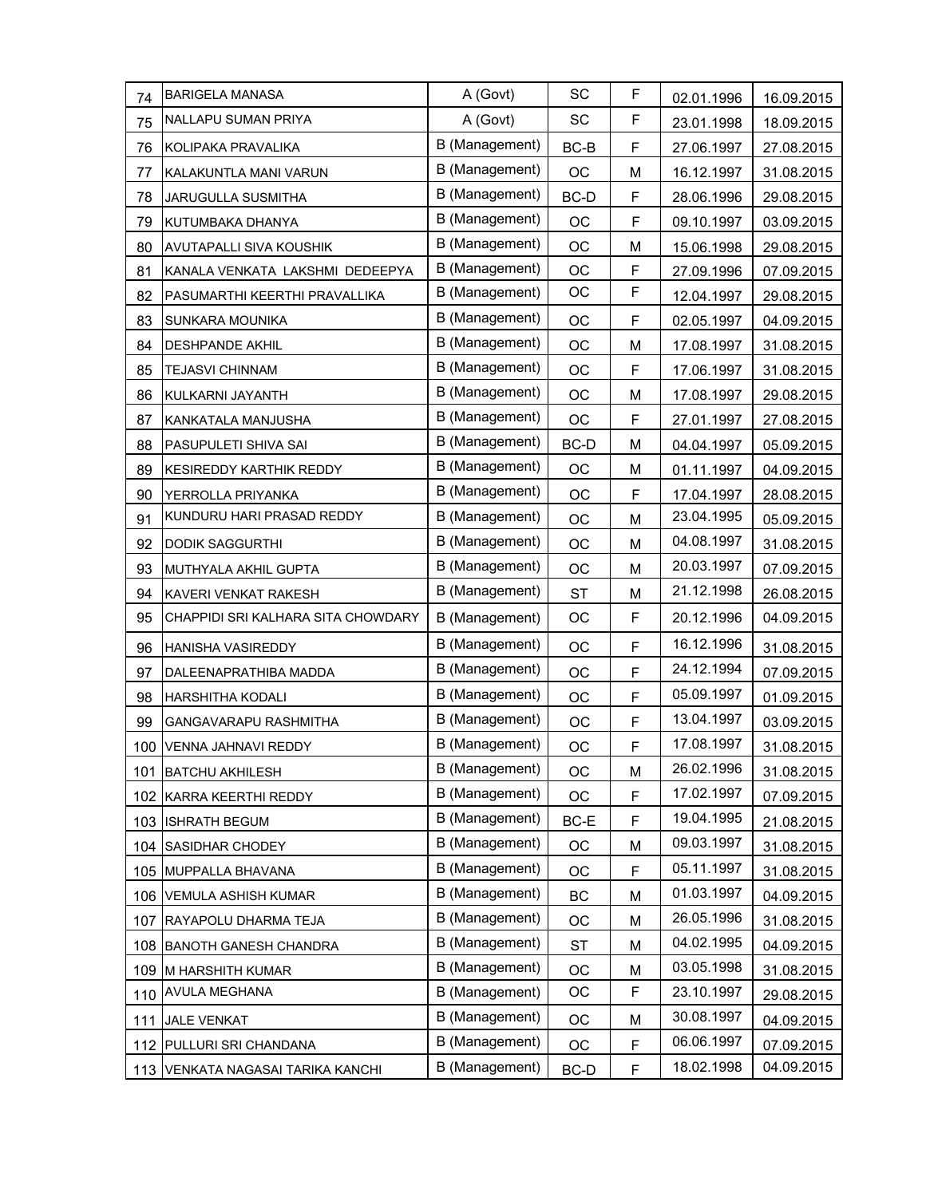| | | | | | | |
|---|---|---|---|---|---|---|
| 74 | BARIGELA MANASA | A (Govt) | SC | F | 02.01.1996 | 16.09.2015 |
| 75 | NALLAPU SUMAN PRIYA | A (Govt) | SC | F | 23.01.1998 | 18.09.2015 |
| 76 | KOLIPAKA PRAVALIKA | B (Management) | BC-B | F | 27.06.1997 | 27.08.2015 |
| 77 | KALAKUNTLA MANI VARUN | B (Management) | OC | M | 16.12.1997 | 31.08.2015 |
| 78 | JARUGULLA SUSMITHA | B (Management) | BC-D | F | 28.06.1996 | 29.08.2015 |
| 79 | KUTUMBAKA DHANYA | B (Management) | OC | F | 09.10.1997 | 03.09.2015 |
| 80 | AVUTAPALLI SIVA KOUSHIK | B (Management) | OC | M | 15.06.1998 | 29.08.2015 |
| 81 | KANALA VENKATA LAKSHMI DEDEEPYA | B (Management) | OC | F | 27.09.1996 | 07.09.2015 |
| 82 | PASUMARTHI KEERTHI PRAVALLIKA | B (Management) | OC | F | 12.04.1997 | 29.08.2015 |
| 83 | SUNKARA MOUNIKA | B (Management) | OC | F | 02.05.1997 | 04.09.2015 |
| 84 | DESHPANDE AKHIL | B (Management) | OC | M | 17.08.1997 | 31.08.2015 |
| 85 | TEJASVI CHINNAM | B (Management) | OC | F | 17.06.1997 | 31.08.2015 |
| 86 | KULKARNI JAYANTH | B (Management) | OC | M | 17.08.1997 | 29.08.2015 |
| 87 | KANKATALA MANJUSHA | B (Management) | OC | F | 27.01.1997 | 27.08.2015 |
| 88 | PASUPULETI SHIVA SAI | B (Management) | BC-D | M | 04.04.1997 | 05.09.2015 |
| 89 | KESIREDDY KARTHIK REDDY | B (Management) | OC | M | 01.11.1997 | 04.09.2015 |
| 90 | YERROLLA PRIYANKA | B (Management) | OC | F | 17.04.1997 | 28.08.2015 |
| 91 | KUNDURU HARI PRASAD REDDY | B (Management) | OC | M | 23.04.1995 | 05.09.2015 |
| 92 | DODIK SAGGURTHI | B (Management) | OC | M | 04.08.1997 | 31.08.2015 |
| 93 | MUTHYALA AKHIL GUPTA | B (Management) | OC | M | 20.03.1997 | 07.09.2015 |
| 94 | KAVERI VENKAT RAKESH | B (Management) | ST | M | 21.12.1998 | 26.08.2015 |
| 95 | CHAPPIDI SRI KALHARA SITA CHOWDARY | B (Management) | OC | F | 20.12.1996 | 04.09.2015 |
| 96 | HANISHA VASIREDDY | B (Management) | OC | F | 16.12.1996 | 31.08.2015 |
| 97 | DALEENAPRATHIBA MADDA | B (Management) | OC | F | 24.12.1994 | 07.09.2015 |
| 98 | HARSHITHA KODALI | B (Management) | OC | F | 05.09.1997 | 01.09.2015 |
| 99 | GANGAVARAPU RASHMITHA | B (Management) | OC | F | 13.04.1997 | 03.09.2015 |
| 100 | VENNA JAHNAVI REDDY | B (Management) | OC | F | 17.08.1997 | 31.08.2015 |
| 101 | BATCHU AKHILESH | B (Management) | OC | M | 26.02.1996 | 31.08.2015 |
| 102 | KARRA KEERTHI REDDY | B (Management) | OC | F | 17.02.1997 | 07.09.2015 |
| 103 | ISHRATH BEGUM | B (Management) | BC-E | F | 19.04.1995 | 21.08.2015 |
| 104 | SASIDHAR CHODEY | B (Management) | OC | M | 09.03.1997 | 31.08.2015 |
| 105 | MUPPALLA BHAVANA | B (Management) | OC | F | 05.11.1997 | 31.08.2015 |
| 106 | VEMULA ASHISH KUMAR | B (Management) | BC | M | 01.03.1997 | 04.09.2015 |
| 107 | RAYAPOLU DHARMA TEJA | B (Management) | OC | M | 26.05.1996 | 31.08.2015 |
| 108 | BANOTH GANESH CHANDRA | B (Management) | ST | M | 04.02.1995 | 04.09.2015 |
| 109 | M HARSHITH KUMAR | B (Management) | OC | M | 03.05.1998 | 31.08.2015 |
| 110 | AVULA MEGHANA | B (Management) | OC | F | 23.10.1997 | 29.08.2015 |
| 111 | JALE VENKAT | B (Management) | OC | M | 30.08.1997 | 04.09.2015 |
| 112 | PULLURI SRI CHANDANA | B (Management) | OC | F | 06.06.1997 | 07.09.2015 |
| 113 | VENKATA NAGASAI TARIKA KANCHI | B (Management) | BC-D | F | 18.02.1998 | 04.09.2015 |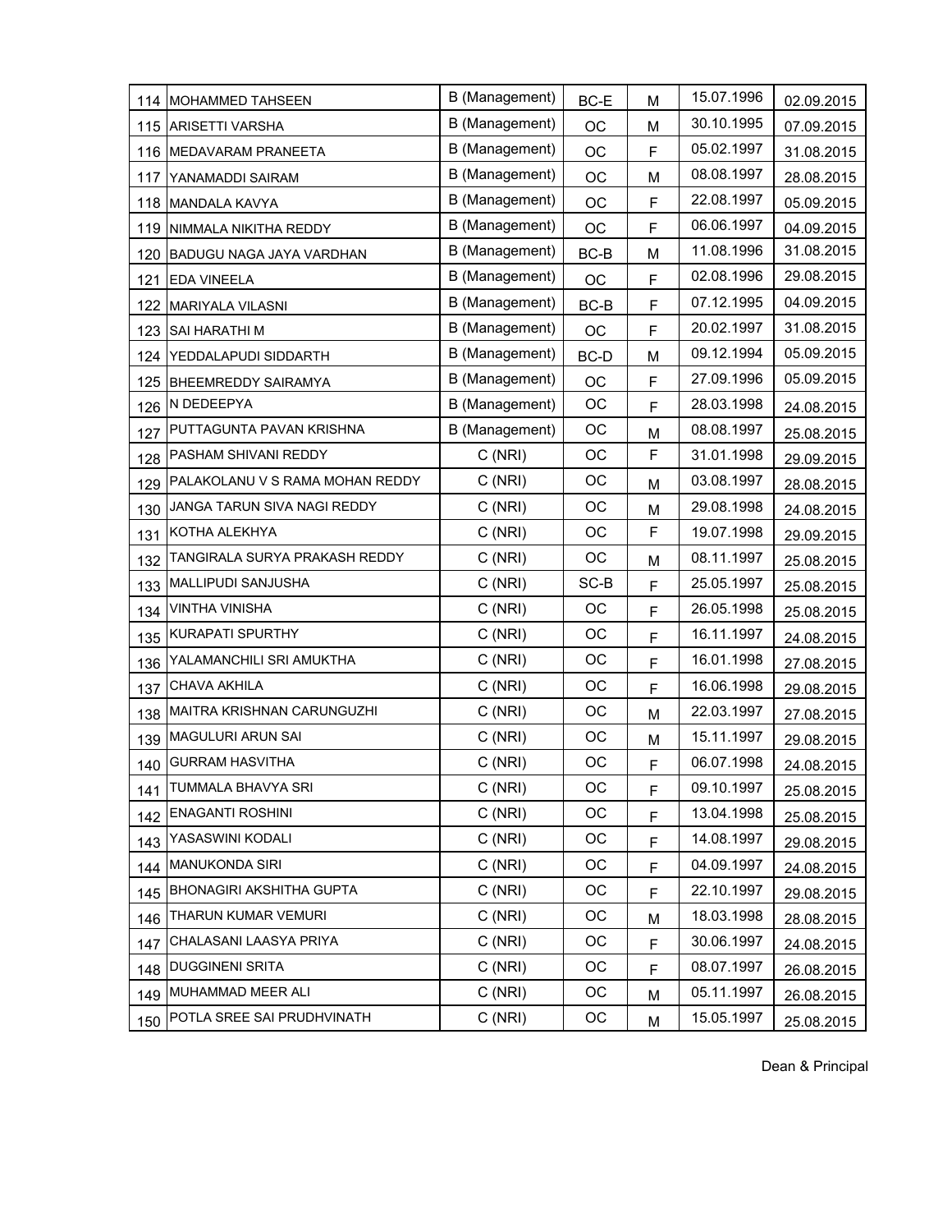| | | | | | | |
|---|---|---|---|---|---|---|
| 114 | MOHAMMED TAHSEEN | B (Management) | BC-E | M | 15.07.1996 | 02.09.2015 |
| 115 | ARISETTI VARSHA | B (Management) | OC | M | 30.10.1995 | 07.09.2015 |
| 116 | MEDAVARAM PRANEETA | B (Management) | OC | F | 05.02.1997 | 31.08.2015 |
| 117 | YANAMADDI SAIRAM | B (Management) | OC | M | 08.08.1997 | 28.08.2015 |
| 118 | MANDALA KAVYA | B (Management) | OC | F | 22.08.1997 | 05.09.2015 |
| 119 | NIMMALA NIKITHA REDDY | B (Management) | OC | F | 06.06.1997 | 04.09.2015 |
| 120 | BADUGU NAGA JAYA VARDHAN | B (Management) | BC-B | M | 11.08.1996 | 31.08.2015 |
| 121 | EDA VINEELA | B (Management) | OC | F | 02.08.1996 | 29.08.2015 |
| 122 | MARIYALA VILASNI | B (Management) | BC-B | F | 07.12.1995 | 04.09.2015 |
| 123 | SAI HARATHI M | B (Management) | OC | F | 20.02.1997 | 31.08.2015 |
| 124 | YEDDALAPUDI SIDDARTH | B (Management) | BC-D | M | 09.12.1994 | 05.09.2015 |
| 125 | BHEEMREDDY SAIRAMYA | B (Management) | OC | F | 27.09.1996 | 05.09.2015 |
| 126 | N DEDEEPYA | B (Management) | OC | F | 28.03.1998 | 24.08.2015 |
| 127 | PUTTAGUNTA PAVAN KRISHNA | B (Management) | OC | M | 08.08.1997 | 25.08.2015 |
| 128 | PASHAM SHIVANI REDDY | C (NRI) | OC | F | 31.01.1998 | 29.09.2015 |
| 129 | PALAKOLANU V S RAMA MOHAN REDDY | C (NRI) | OC | M | 03.08.1997 | 28.08.2015 |
| 130 | JANGA TARUN SIVA NAGI REDDY | C (NRI) | OC | M | 29.08.1998 | 24.08.2015 |
| 131 | KOTHA ALEKHYA | C (NRI) | OC | F | 19.07.1998 | 29.09.2015 |
| 132 | TANGIRALA SURYA PRAKASH REDDY | C (NRI) | OC | M | 08.11.1997 | 25.08.2015 |
| 133 | MALLIPUDI SANJUSHA | C (NRI) | SC-B | F | 25.05.1997 | 25.08.2015 |
| 134 | VINTHA VINISHA | C (NRI) | OC | F | 26.05.1998 | 25.08.2015 |
| 135 | KURAPATI SPURTHY | C (NRI) | OC | F | 16.11.1997 | 24.08.2015 |
| 136 | YALAMANCHILI SRI AMUKTHA | C (NRI) | OC | F | 16.01.1998 | 27.08.2015 |
| 137 | CHAVA AKHILA | C (NRI) | OC | F | 16.06.1998 | 29.08.2015 |
| 138 | MAITRA KRISHNAN CARUNGUZHI | C (NRI) | OC | M | 22.03.1997 | 27.08.2015 |
| 139 | MAGULURI ARUN SAI | C (NRI) | OC | M | 15.11.1997 | 29.08.2015 |
| 140 | GURRAM HASVITHA | C (NRI) | OC | F | 06.07.1998 | 24.08.2015 |
| 141 | TUMMALA BHAVYA SRI | C (NRI) | OC | F | 09.10.1997 | 25.08.2015 |
| 142 | ENAGANTI ROSHINI | C (NRI) | OC | F | 13.04.1998 | 25.08.2015 |
| 143 | YASASWINI KODALI | C (NRI) | OC | F | 14.08.1997 | 29.08.2015 |
| 144 | MANUKONDA SIRI | C (NRI) | OC | F | 04.09.1997 | 24.08.2015 |
| 145 | BHONAGIRI AKSHITHA GUPTA | C (NRI) | OC | F | 22.10.1997 | 29.08.2015 |
| 146 | THARUN KUMAR VEMURI | C (NRI) | OC | M | 18.03.1998 | 28.08.2015 |
| 147 | CHALASANI LAASYA PRIYA | C (NRI) | OC | F | 30.06.1997 | 24.08.2015 |
| 148 | DUGGINENI SRITA | C (NRI) | OC | F | 08.07.1997 | 26.08.2015 |
| 149 | MUHAMMAD MEER ALI | C (NRI) | OC | M | 05.11.1997 | 26.08.2015 |
| 150 | POTLA SREE SAI PRUDHVINATH | C (NRI) | OC | M | 15.05.1997 | 25.08.2015 |

Dean & Principal